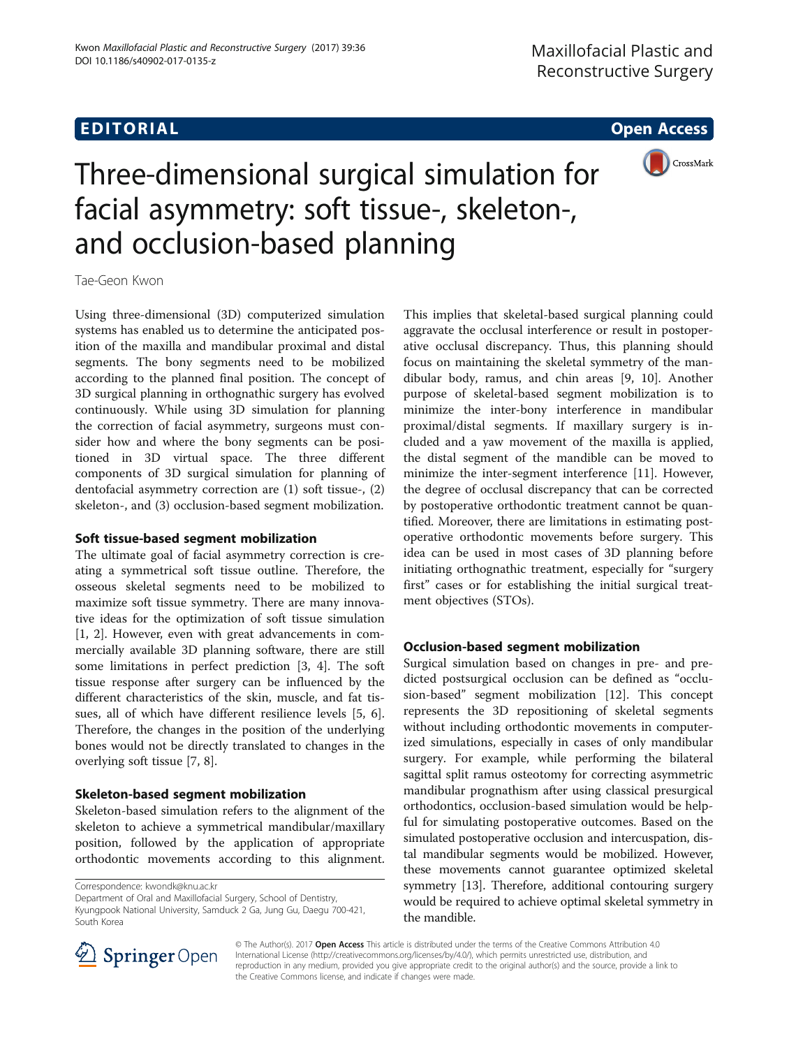EDITORIAL

Open Access

# Three-dimensional surgical simulation for facial asymmetry: soft tissue-, skeleton-, and occlusion-based planning

Tae-Geon Kwon

Using three-dimensional (3D) computerized simulation systems has enabled us to determine the anticipated position of the maxilla and mandibular proximal and distal segments. The bony segments need to be mobilized according to the planned final position. The concept of 3D surgical planning in orthognathic surgery has evolved continuously. While using 3D simulation for planning the correction of facial asymmetry, surgeons must consider how and where the bony segments can be positioned in 3D virtual space. The three different components of 3D surgical simulation for planning of dentofacial asymmetry correction are (1) soft tissue-, (2) skeleton-, and (3) occlusion-based segment mobilization.

## Soft tissue-based segment mobilization

The ultimate goal of facial asymmetry correction is creating a symmetrical soft tissue outline. Therefore, the osseous skeletal segments need to be mobilized to maximize soft tissue symmetry. There are many innovative ideas for the optimization of soft tissue simulation [1, 2]. However, even with great advancements in commercially available 3D planning software, there are still some limitations in perfect prediction [3, 4]. The soft tissue response after surgery can be influenced by the different characteristics of the skin, muscle, and fat tissues, all of which have different resilience levels [5, 6]. Therefore, the changes in the position of the underlying bones would not be directly translated to changes in the overlying soft tissue [7, 8].

## Skeleton-based segment mobilization

Skeleton-based simulation refers to the alignment of the skeleton to achieve a symmetrical mandibular/maxillary position, followed by the application of appropriate orthodontic movements according to this alignment. This implies that skeletal-based surgical planning could aggravate the occlusal interference or result in postoperative occlusal discrepancy. Thus, this planning should focus on maintaining the skeletal symmetry of the mandibular body, ramus, and chin areas [9, 10]. Another purpose of skeletal-based segment mobilization is to minimize the inter-bony interference in mandibular proximal/distal segments. If maxillary surgery is included and a yaw movement of the maxilla is applied, the distal segment of the mandible can be moved to minimize the inter-segment interference [11]. However, the degree of occlusal discrepancy that can be corrected by postoperative orthodontic treatment cannot be quantified. Moreover, there are limitations in estimating postoperative orthodontic movements before surgery. This idea can be used in most cases of 3D planning before initiating orthognathic treatment, especially for "surgery first" cases or for establishing the initial surgical treatment objectives (STOs).

## Occlusion-based segment mobilization

Surgical simulation based on changes in pre- and predicted postsurgical occlusion can be defined as "occlusion-based" segment mobilization [12]. This concept represents the 3D repositioning of skeletal segments without including orthodontic movements in computerized simulations, especially in cases of only mandibular surgery. For example, while performing the bilateral sagittal split ramus osteotomy for correcting asymmetric mandibular prognathism after using classical presurgical orthodontics, occlusion-based simulation would be helpful for simulating postoperative outcomes. Based on the simulated postoperative occlusion and intercuspation, distal mandibular segments would be mobilized. However, these movements cannot guarantee optimized skeletal symmetry [13]. Therefore, additional contouring surgery would be required to achieve optimal skeletal symmetry in the mandible.

Correspondence: kwondk@knu.ac.kr
Department of Oral and Maxillofacial Surgery, School of Dentistry, Kyungpook National University, Samduck 2 Ga, Jung Gu, Daegu 700-421, South Korea

© The Author(s). 2017 **Open Access** This article is distributed under the terms of the Creative Commons Attribution 4.0 International License (http://creativecommons.org/licenses/by/4.0/), which permits unrestricted use, distribution, and reproduction in any medium, provided you give appropriate credit to the original author(s) and the source, provide a link to the Creative Commons license, and indicate if changes were made.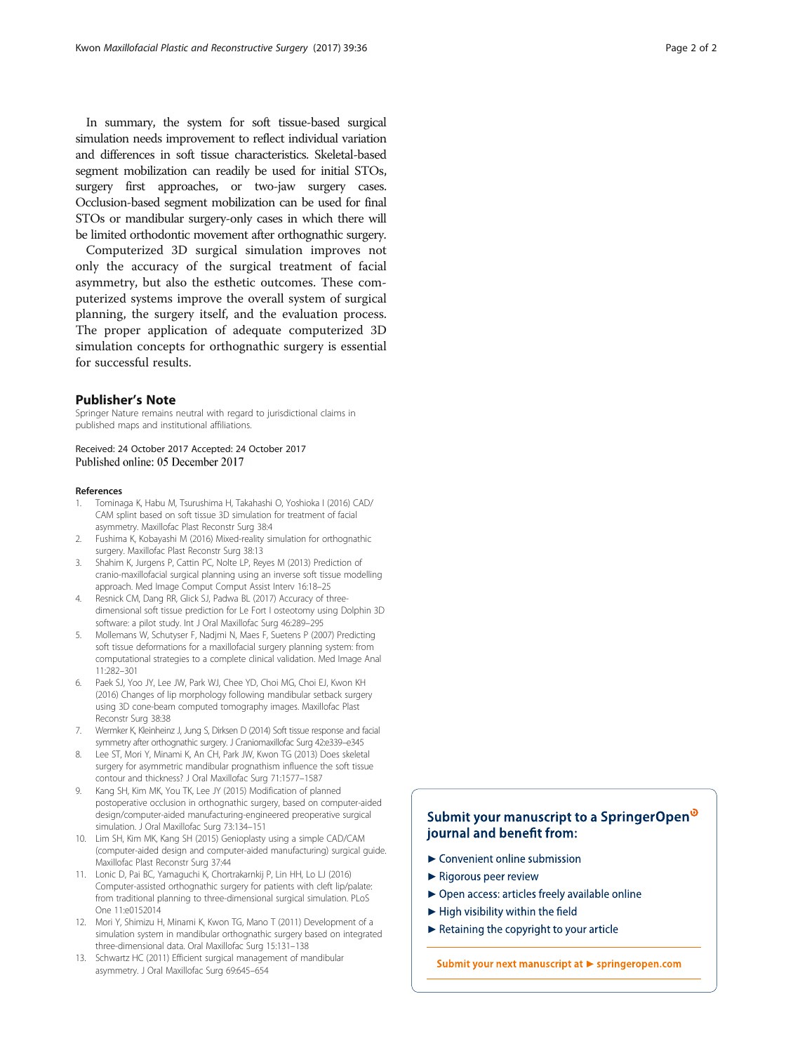In summary, the system for soft tissue-based surgical simulation needs improvement to reflect individual variation and differences in soft tissue characteristics. Skeletal-based segment mobilization can readily be used for initial STOs, surgery first approaches, or two-jaw surgery cases. Occlusion-based segment mobilization can be used for final STOs or mandibular surgery-only cases in which there will be limited orthodontic movement after orthognathic surgery.

Computerized 3D surgical simulation improves not only the accuracy of the surgical treatment of facial asymmetry, but also the esthetic outcomes. These computerized systems improve the overall system of surgical planning, the surgery itself, and the evaluation process. The proper application of adequate computerized 3D simulation concepts for orthognathic surgery is essential for successful results.

## Publisher's Note

Springer Nature remains neutral with regard to jurisdictional claims in published maps and institutional affiliations.

Received: 24 October 2017 Accepted: 24 October 2017
Published online: 05 December 2017

### References

1. Tominaga K, Habu M, Tsurushima H, Takahashi O, Yoshioka I (2016) CAD/CAM splint based on soft tissue 3D simulation for treatment of facial asymmetry. Maxillofac Plast Reconstr Surg 38:4
2. Fushima K, Kobayashi M (2016) Mixed-reality simulation for orthognathic surgery. Maxillofac Plast Reconstr Surg 38:13
3. Shahim K, Jurgens P, Cattin PC, Nolte LP, Reyes M (2013) Prediction of cranio-maxillofacial surgical planning using an inverse soft tissue modelling approach. Med Image Comput Comput Assist Interv 16:18–25
4. Resnick CM, Dang RR, Glick SJ, Padwa BL (2017) Accuracy of three-dimensional soft tissue prediction for Le Fort I osteotomy using Dolphin 3D software: a pilot study. Int J Oral Maxillofac Surg 46:289–295
5. Mollemans W, Schutyser F, Nadjmi N, Maes F, Suetens P (2007) Predicting soft tissue deformations for a maxillofacial surgery planning system: from computational strategies to a complete clinical validation. Med Image Anal 11:282–301
6. Paek SJ, Yoo JY, Lee JW, Park WJ, Chee YD, Choi MG, Choi EJ, Kwon KH (2016) Changes of lip morphology following mandibular setback surgery using 3D cone-beam computed tomography images. Maxillofac Plast Reconstr Surg 38:38
7. Wermker K, Kleinheinz J, Jung S, Dirksen D (2014) Soft tissue response and facial symmetry after orthognathic surgery. J Craniomaxillofac Surg 42:e339–e345
8. Lee ST, Mori Y, Minami K, An CH, Park JW, Kwon TG (2013) Does skeletal surgery for asymmetric mandibular prognathism influence the soft tissue contour and thickness? J Oral Maxillofac Surg 71:1577–1587
9. Kang SH, Kim MK, You TK, Lee JY (2015) Modification of planned postoperative occlusion in orthognathic surgery, based on computer-aided design/computer-aided manufacturing-engineered preoperative surgical simulation. J Oral Maxillofac Surg 73:134–151
10. Lim SH, Kim MK, Kang SH (2015) Genioplasty using a simple CAD/CAM (computer-aided design and computer-aided manufacturing) surgical guide. Maxillofac Plast Reconstr Surg 37:44
11. Lonic D, Pai BC, Yamaguchi K, Chortrakarnkij P, Lin HH, Lo LJ (2016) Computer-assisted orthognathic surgery for patients with cleft lip/palate: from traditional planning to three-dimensional surgical simulation. PLoS One 11:e0152014
12. Mori Y, Shimizu H, Minami K, Kwon TG, Mano T (2011) Development of a simulation system in mandibular orthognathic surgery based on integrated three-dimensional data. Oral Maxillofac Surg 15:131–138
13. Schwartz HC (2011) Efficient surgical management of mandibular asymmetry. J Oral Maxillofac Surg 69:645–654

**Submit your manuscript to a SpringerOpen journal and benefit from:**

- ► Convenient online submission
- ► Rigorous peer review
- ► Open access: articles freely available online
- ► High visibility within the field
- ► Retaining the copyright to your article

Submit your next manuscript at ► springeropen.com